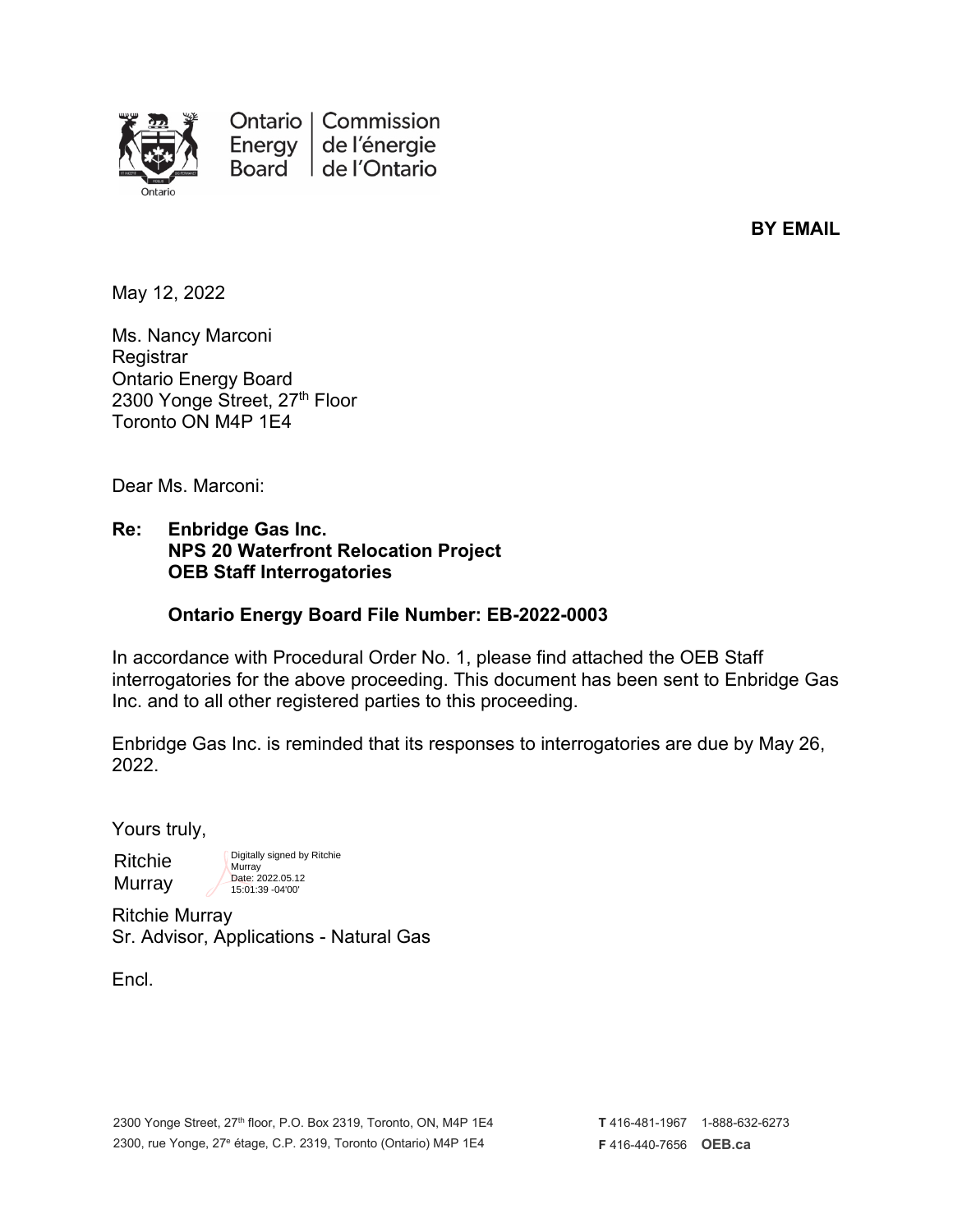Ontario Energy Board | Commission de l'énergie de l'Ontario

**BY EMAIL**

May 12, 2022

Ms. Nancy Marconi
Registrar
Ontario Energy Board
2300 Yonge Street, 27th Floor
Toronto ON M4P 1E4

Dear Ms. Marconi:

**Re: Enbridge Gas Inc.**
**NPS 20 Waterfront Relocation Project**
**OEB Staff Interrogatories**

**Ontario Energy Board File Number: EB-2022-0003**

In accordance with Procedural Order No. 1, please find attached the OEB Staff interrogatories for the above proceeding. This document has been sent to Enbridge Gas Inc. and to all other registered parties to this proceeding.

Enbridge Gas Inc. is reminded that its responses to interrogatories are due by May 26, 2022.

Yours truly,

Ritchie Murray
Digitally signed by Ritchie Murray
Date: 2022.05.12 15:01:39 -04'00'

Ritchie Murray
Sr. Advisor, Applications - Natural Gas

Encl.

2300 Yonge Street, 27th floor, P.O. Box 2319, Toronto, ON, M4P 1E4
2300, rue Yonge, 27e étage, C.P. 2319, Toronto (Ontario) M4P 1E4

T 416-481-1967 1-888-632-6273
F 416-440-7656 OEB.ca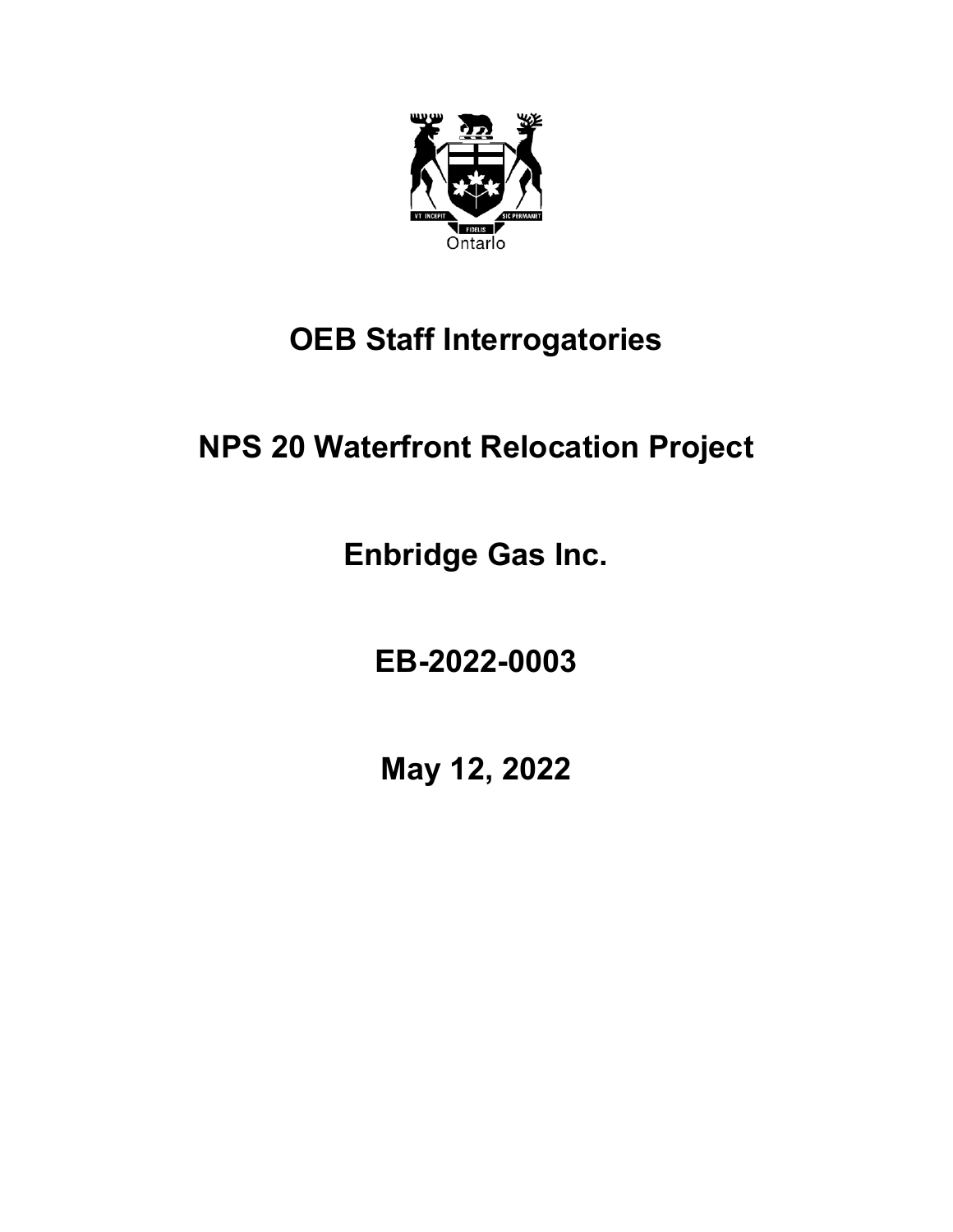# OEB Staff Interrogatories

# NPS 20 Waterfront Relocation Project

# Enbridge Gas Inc.

# EB-2022-0003

# May 12, 2022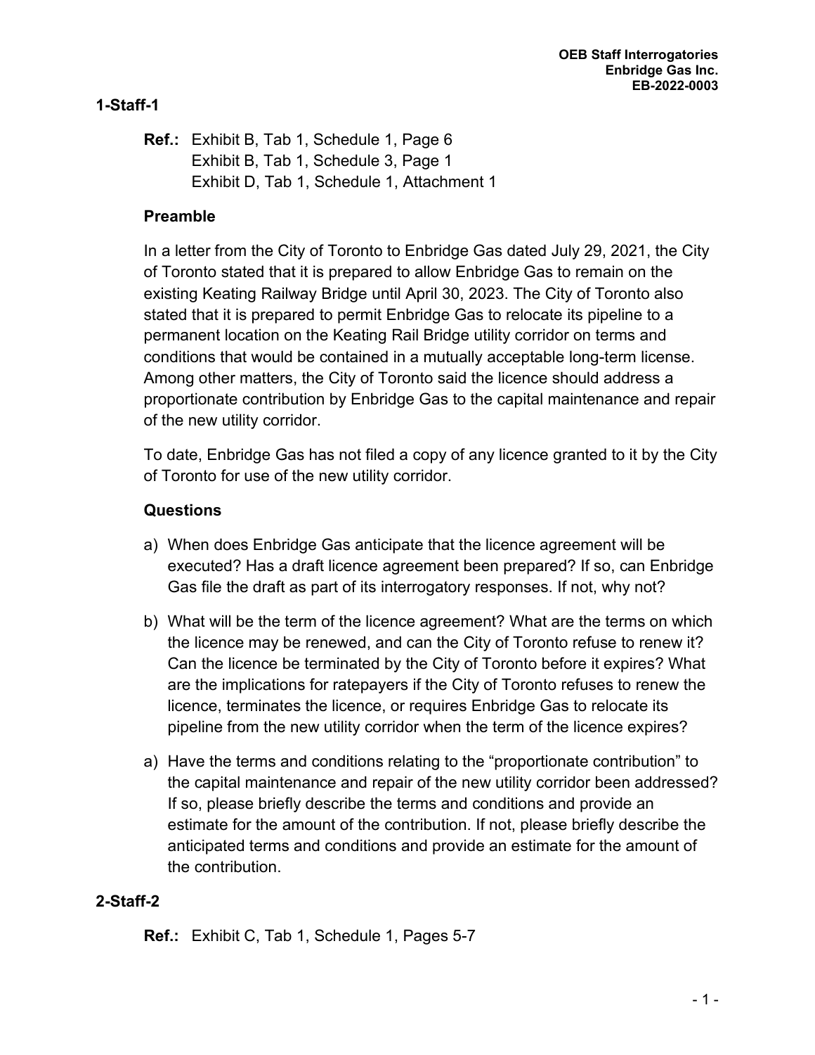## 1-Staff-1

**Ref.:** Exhibit B, Tab 1, Schedule 1, Page 6
Exhibit B, Tab 1, Schedule 3, Page 1
Exhibit D, Tab 1, Schedule 1, Attachment 1

**Preamble**

In a letter from the City of Toronto to Enbridge Gas dated July 29, 2021, the City of Toronto stated that it is prepared to allow Enbridge Gas to remain on the existing Keating Railway Bridge until April 30, 2023. The City of Toronto also stated that it is prepared to permit Enbridge Gas to relocate its pipeline to a permanent location on the Keating Rail Bridge utility corridor on terms and conditions that would be contained in a mutually acceptable long-term license. Among other matters, the City of Toronto said the licence should address a proportionate contribution by Enbridge Gas to the capital maintenance and repair of the new utility corridor.

To date, Enbridge Gas has not filed a copy of any licence granted to it by the City of Toronto for use of the new utility corridor.

**Questions**

a) When does Enbridge Gas anticipate that the licence agreement will be executed? Has a draft licence agreement been prepared? If so, can Enbridge Gas file the draft as part of its interrogatory responses. If not, why not?

b) What will be the term of the licence agreement? What are the terms on which the licence may be renewed, and can the City of Toronto refuse to renew it? Can the licence be terminated by the City of Toronto before it expires? What are the implications for ratepayers if the City of Toronto refuses to renew the licence, terminates the licence, or requires Enbridge Gas to relocate its pipeline from the new utility corridor when the term of the licence expires?

a) Have the terms and conditions relating to the "proportionate contribution" to the capital maintenance and repair of the new utility corridor been addressed? If so, please briefly describe the terms and conditions and provide an estimate for the amount of the contribution. If not, please briefly describe the anticipated terms and conditions and provide an estimate for the amount of the contribution.

## 2-Staff-2

**Ref.:** Exhibit C, Tab 1, Schedule 1, Pages 5-7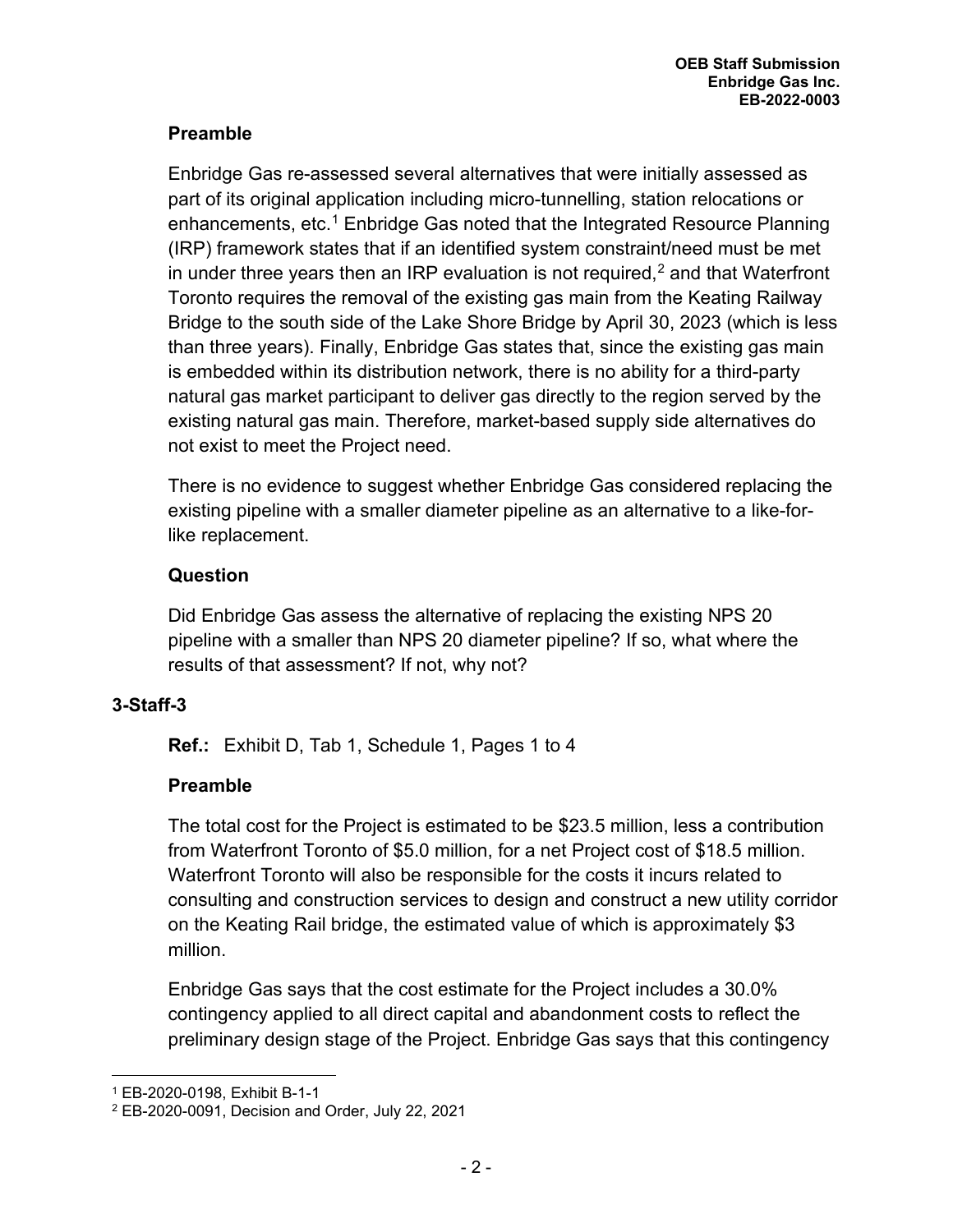**Preamble**

Enbridge Gas re-assessed several alternatives that were initially assessed as part of its original application including micro-tunnelling, station relocations or enhancements, etc.[1] Enbridge Gas noted that the Integrated Resource Planning (IRP) framework states that if an identified system constraint/need must be met in under three years then an IRP evaluation is not required,[2] and that Waterfront Toronto requires the removal of the existing gas main from the Keating Railway Bridge to the south side of the Lake Shore Bridge by April 30, 2023 (which is less than three years). Finally, Enbridge Gas states that, since the existing gas main is embedded within its distribution network, there is no ability for a third-party natural gas market participant to deliver gas directly to the region served by the existing natural gas main. Therefore, market-based supply side alternatives do not exist to meet the Project need.

There is no evidence to suggest whether Enbridge Gas considered replacing the existing pipeline with a smaller diameter pipeline as an alternative to a like-for-like replacement.

**Question**

Did Enbridge Gas assess the alternative of replacing the existing NPS 20 pipeline with a smaller than NPS 20 diameter pipeline? If so, what where the results of that assessment? If not, why not?

## 3-Staff-3

**Ref.:** Exhibit D, Tab 1, Schedule 1, Pages 1 to 4

**Preamble**

The total cost for the Project is estimated to be \$23.5 million, less a contribution from Waterfront Toronto of \$5.0 million, for a net Project cost of \$18.5 million. Waterfront Toronto will also be responsible for the costs it incurs related to consulting and construction services to design and construct a new utility corridor on the Keating Rail bridge, the estimated value of which is approximately \$3 million.

Enbridge Gas says that the cost estimate for the Project includes a 30.0% contingency applied to all direct capital and abandonment costs to reflect the preliminary design stage of the Project. Enbridge Gas says that this contingency

---

[1] EB-2020-0198, Exhibit B-1-1

[2] EB-2020-0091, Decision and Order, July 22, 2021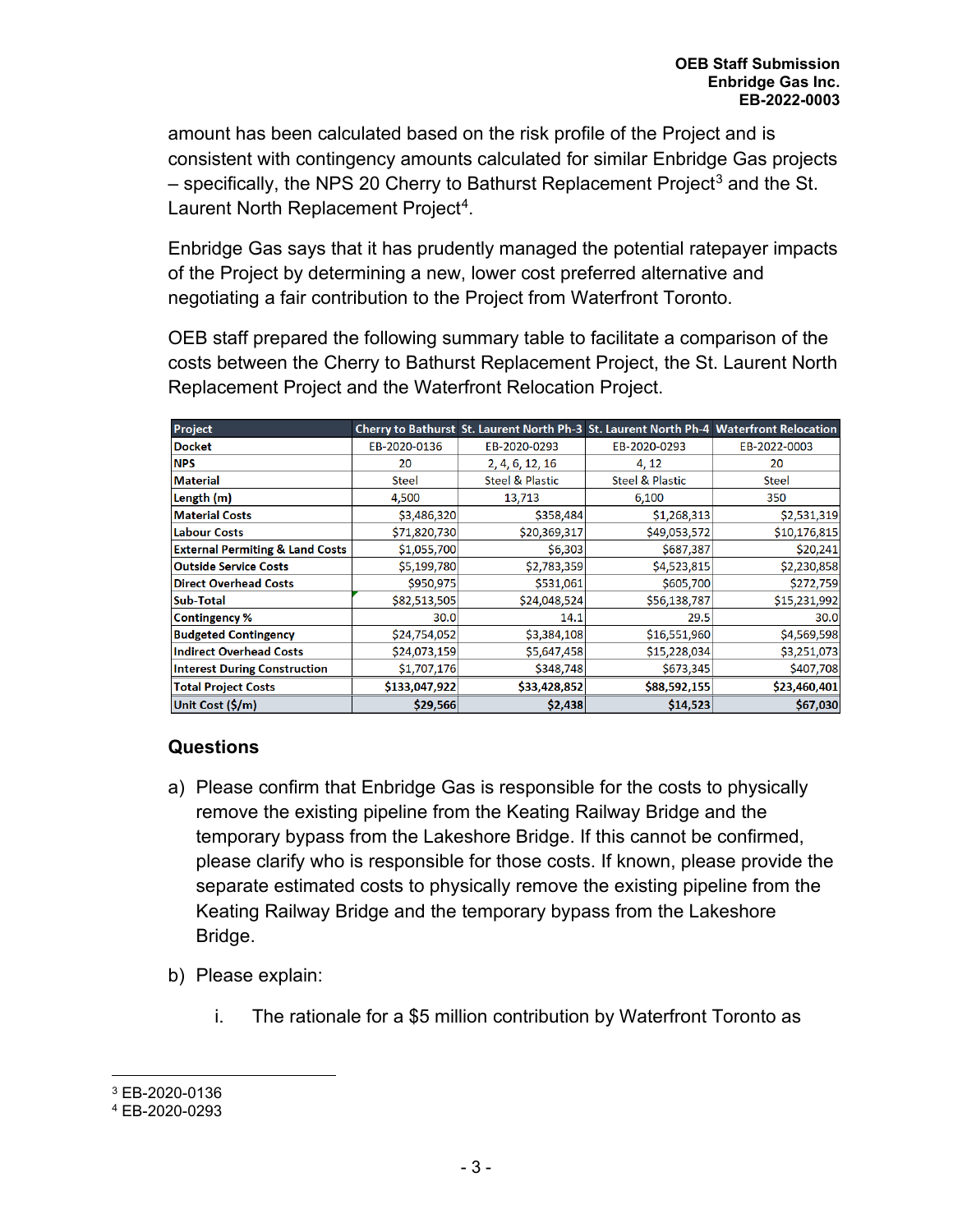amount has been calculated based on the risk profile of the Project and is consistent with contingency amounts calculated for similar Enbridge Gas projects – specifically, the NPS 20 Cherry to Bathurst Replacement Project[3] and the St. Laurent North Replacement Project[4].

Enbridge Gas says that it has prudently managed the potential ratepayer impacts of the Project by determining a new, lower cost preferred alternative and negotiating a fair contribution to the Project from Waterfront Toronto.

OEB staff prepared the following summary table to facilitate a comparison of the costs between the Cherry to Bathurst Replacement Project, the St. Laurent North Replacement Project and the Waterfront Relocation Project.

| Project | Cherry to Bathurst | St. Laurent North Ph-3 | St. Laurent North Ph-4 | Waterfront Relocation |
|---|---|---|---|---|
| Docket | EB-2020-0136 | EB-2020-0293 | EB-2020-0293 | EB-2022-0003 |
| NPS | 20 | 2, 4, 6, 12, 16 | 4, 12 | 20 |
| Material | Steel | Steel & Plastic | Steel & Plastic | Steel |
| Length (m) | 4,500 | 13,713 | 6,100 | 350 |
| Material Costs | $3,486,320 | $358,484 | $1,268,313 | $2,531,319 |
| Labour Costs | $71,820,730 | $20,369,317 | $49,053,572 | $10,176,815 |
| External Permiting & Land Costs | $1,055,700 | $6,303 | $687,387 | $20,241 |
| Outside Service Costs | $5,199,780 | $2,783,359 | $4,523,815 | $2,230,858 |
| Direct Overhead Costs | $950,975 | $531,061 | $605,700 | $272,759 |
| Sub-Total | $82,513,505 | $24,048,524 | $56,138,787 | $15,231,992 |
| Contingency % | 30.0 | 14.1 | 29.5 | 30.0 |
| Budgeted Contingency | $24,754,052 | $3,384,108 | $16,551,960 | $4,569,598 |
| Indirect Overhead Costs | $24,073,159 | $5,647,458 | $15,228,034 | $3,251,073 |
| Interest During Construction | $1,707,176 | $348,748 | $673,345 | $407,708 |
| **Total Project Costs** | **$133,047,922** | **$33,428,852** | **$88,592,155** | **$23,460,401** |
| **Unit Cost ($/m)** | **$29,566** | **$2,438** | **$14,523** | **$67,030** |

## Questions

a) Please confirm that Enbridge Gas is responsible for the costs to physically remove the existing pipeline from the Keating Railway Bridge and the temporary bypass from the Lakeshore Bridge. If this cannot be confirmed, please clarify who is responsible for those costs. If known, please provide the separate estimated costs to physically remove the existing pipeline from the Keating Railway Bridge and the temporary bypass from the Lakeshore Bridge.

b) Please explain:

   i. The rationale for a $5 million contribution by Waterfront Toronto as

[3] EB-2020-0136

[4] EB-2020-0293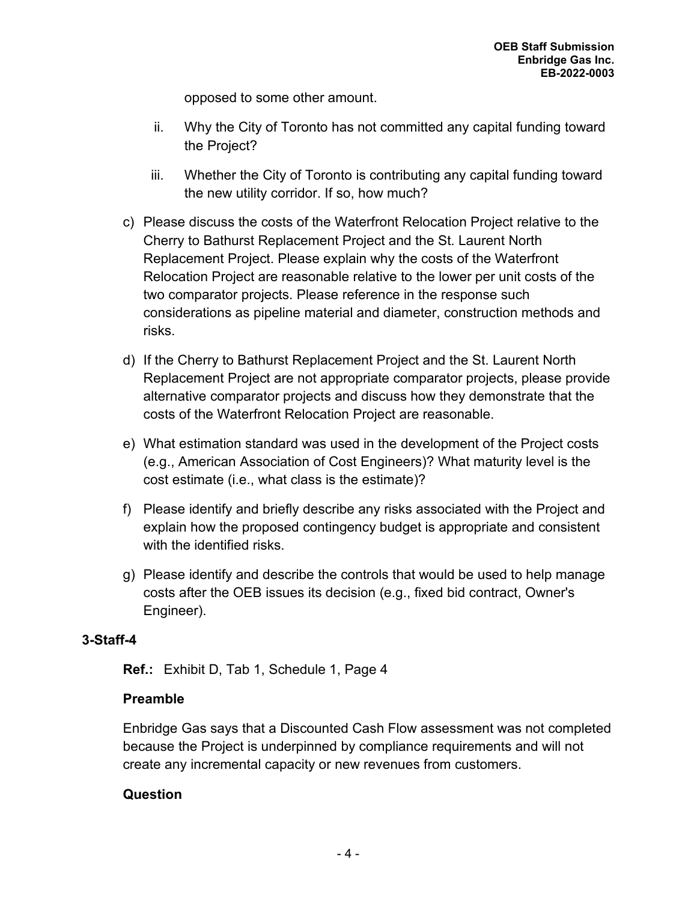opposed to some other amount.

   ii. Why the City of Toronto has not committed any capital funding toward the Project?

   iii. Whether the City of Toronto is contributing any capital funding toward the new utility corridor. If so, how much?

c) Please discuss the costs of the Waterfront Relocation Project relative to the Cherry to Bathurst Replacement Project and the St. Laurent North Replacement Project. Please explain why the costs of the Waterfront Relocation Project are reasonable relative to the lower per unit costs of the two comparator projects. Please reference in the response such considerations as pipeline material and diameter, construction methods and risks.

d) If the Cherry to Bathurst Replacement Project and the St. Laurent North Replacement Project are not appropriate comparator projects, please provide alternative comparator projects and discuss how they demonstrate that the costs of the Waterfront Relocation Project are reasonable.

e) What estimation standard was used in the development of the Project costs (e.g., American Association of Cost Engineers)? What maturity level is the cost estimate (i.e., what class is the estimate)?

f) Please identify and briefly describe any risks associated with the Project and explain how the proposed contingency budget is appropriate and consistent with the identified risks.

g) Please identify and describe the controls that would be used to help manage costs after the OEB issues its decision (e.g., fixed bid contract, Owner's Engineer).

### 3-Staff-4

**Ref.:** Exhibit D, Tab 1, Schedule 1, Page 4

**Preamble**

Enbridge Gas says that a Discounted Cash Flow assessment was not completed because the Project is underpinned by compliance requirements and will not create any incremental capacity or new revenues from customers.

**Question**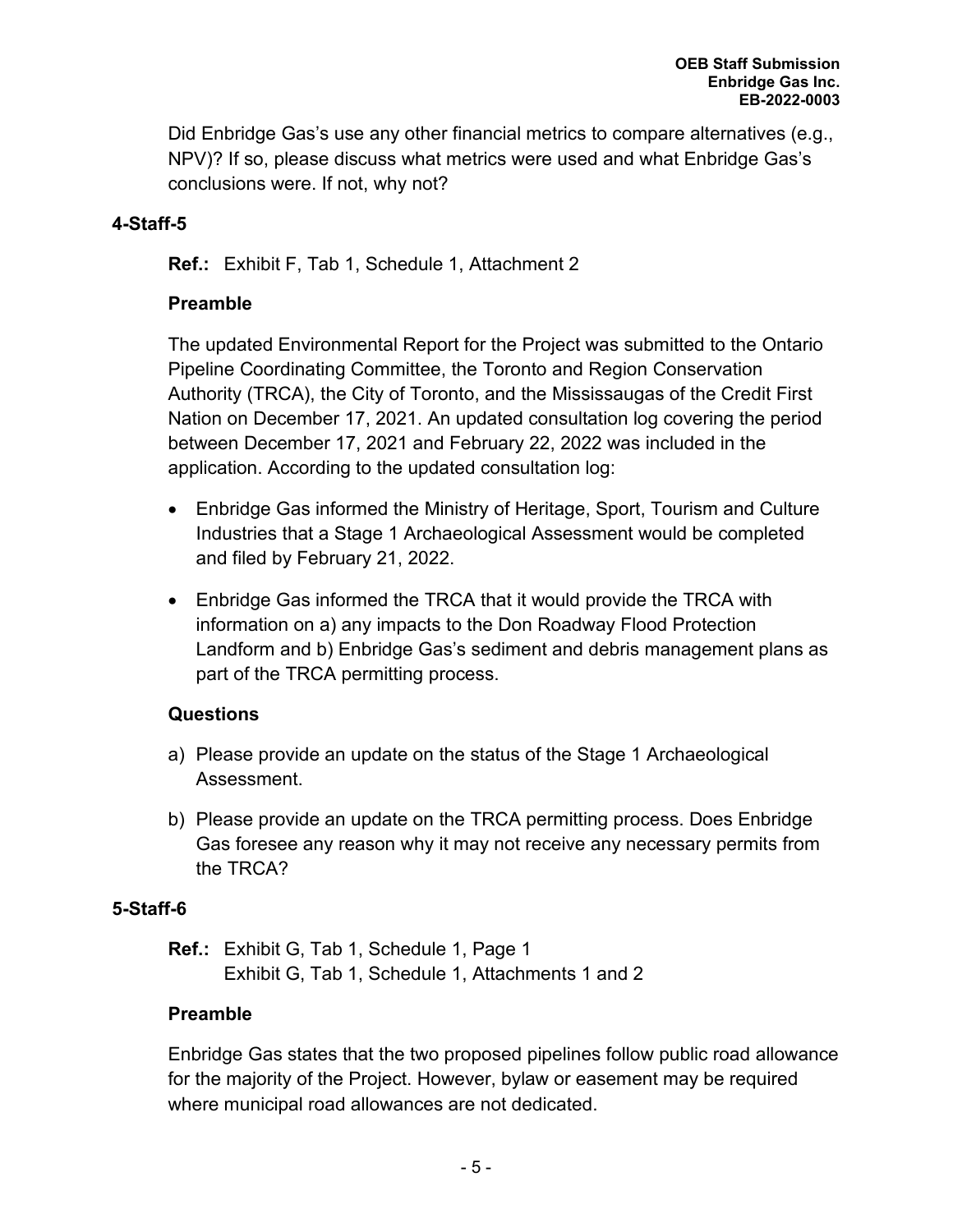Did Enbridge Gas's use any other financial metrics to compare alternatives (e.g., NPV)? If so, please discuss what metrics were used and what Enbridge Gas's conclusions were. If not, why not?

### 4-Staff-5

**Ref.:** Exhibit F, Tab 1, Schedule 1, Attachment 2

**Preamble**

The updated Environmental Report for the Project was submitted to the Ontario Pipeline Coordinating Committee, the Toronto and Region Conservation Authority (TRCA), the City of Toronto, and the Mississaugas of the Credit First Nation on December 17, 2021. An updated consultation log covering the period between December 17, 2021 and February 22, 2022 was included in the application. According to the updated consultation log:

- Enbridge Gas informed the Ministry of Heritage, Sport, Tourism and Culture Industries that a Stage 1 Archaeological Assessment would be completed and filed by February 21, 2022.
- Enbridge Gas informed the TRCA that it would provide the TRCA with information on a) any impacts to the Don Roadway Flood Protection Landform and b) Enbridge Gas's sediment and debris management plans as part of the TRCA permitting process.

**Questions**

a) Please provide an update on the status of the Stage 1 Archaeological Assessment.

b) Please provide an update on the TRCA permitting process. Does Enbridge Gas foresee any reason why it may not receive any necessary permits from the TRCA?

### 5-Staff-6

**Ref.:** Exhibit G, Tab 1, Schedule 1, Page 1
Exhibit G, Tab 1, Schedule 1, Attachments 1 and 2

**Preamble**

Enbridge Gas states that the two proposed pipelines follow public road allowance for the majority of the Project. However, bylaw or easement may be required where municipal road allowances are not dedicated.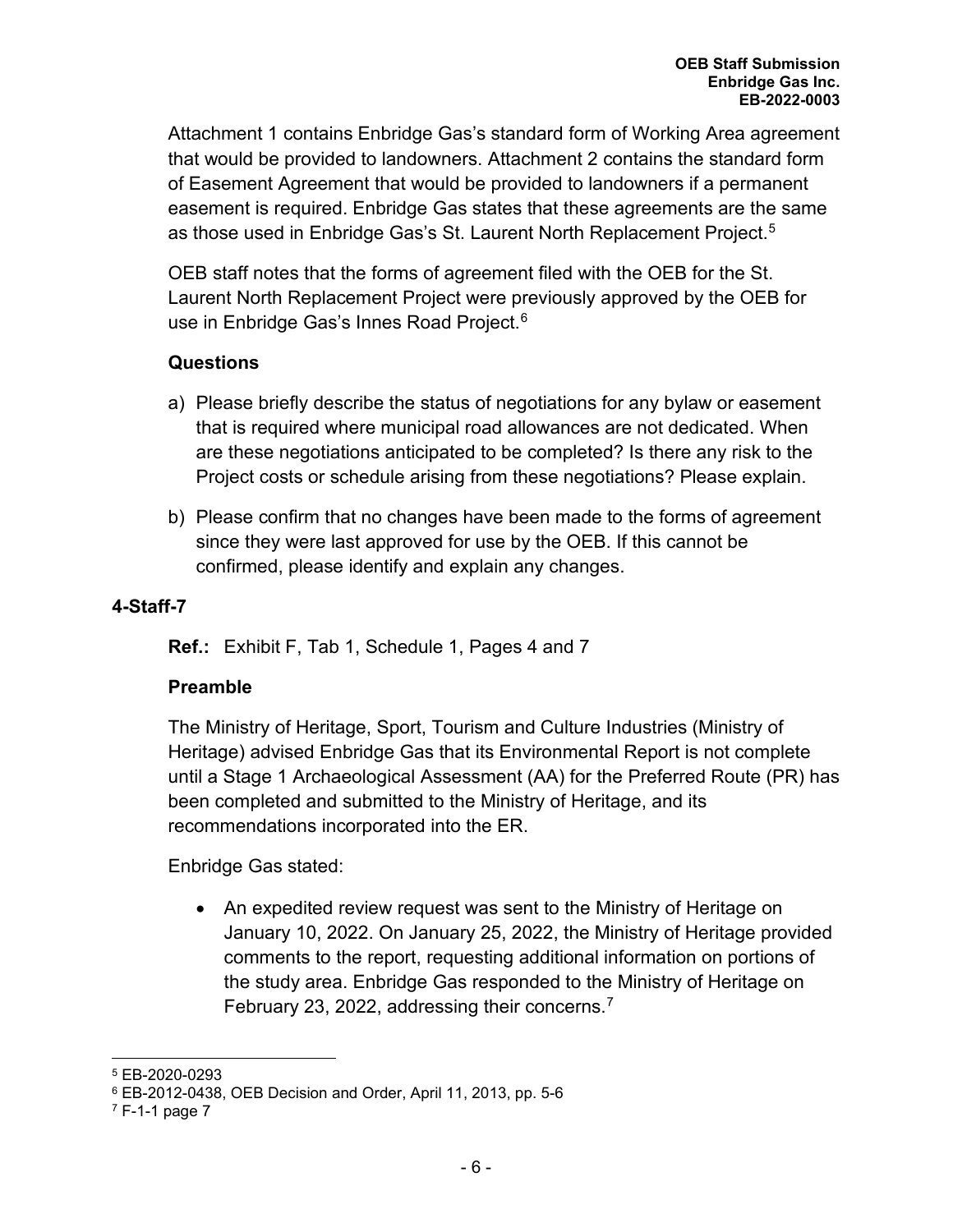Attachment 1 contains Enbridge Gas's standard form of Working Area agreement that would be provided to landowners. Attachment 2 contains the standard form of Easement Agreement that would be provided to landowners if a permanent easement is required. Enbridge Gas states that these agreements are the same as those used in Enbridge Gas's St. Laurent North Replacement Project.[5]

OEB staff notes that the forms of agreement filed with the OEB for the St. Laurent North Replacement Project were previously approved by the OEB for use in Enbridge Gas's Innes Road Project.[6]

**Questions**

a) Please briefly describe the status of negotiations for any bylaw or easement that is required where municipal road allowances are not dedicated. When are these negotiations anticipated to be completed? Is there any risk to the Project costs or schedule arising from these negotiations? Please explain.

b) Please confirm that no changes have been made to the forms of agreement since they were last approved for use by the OEB. If this cannot be confirmed, please identify and explain any changes.

## 4-Staff-7

**Ref.:** Exhibit F, Tab 1, Schedule 1, Pages 4 and 7

**Preamble**

The Ministry of Heritage, Sport, Tourism and Culture Industries (Ministry of Heritage) advised Enbridge Gas that its Environmental Report is not complete until a Stage 1 Archaeological Assessment (AA) for the Preferred Route (PR) has been completed and submitted to the Ministry of Heritage, and its recommendations incorporated into the ER.

Enbridge Gas stated:

- An expedited review request was sent to the Ministry of Heritage on January 10, 2022. On January 25, 2022, the Ministry of Heritage provided comments to the report, requesting additional information on portions of the study area. Enbridge Gas responded to the Ministry of Heritage on February 23, 2022, addressing their concerns.[7]

---

[5] EB-2020-0293

[6] EB-2012-0438, OEB Decision and Order, April 11, 2013, pp. 5-6

[7] F-1-1 page 7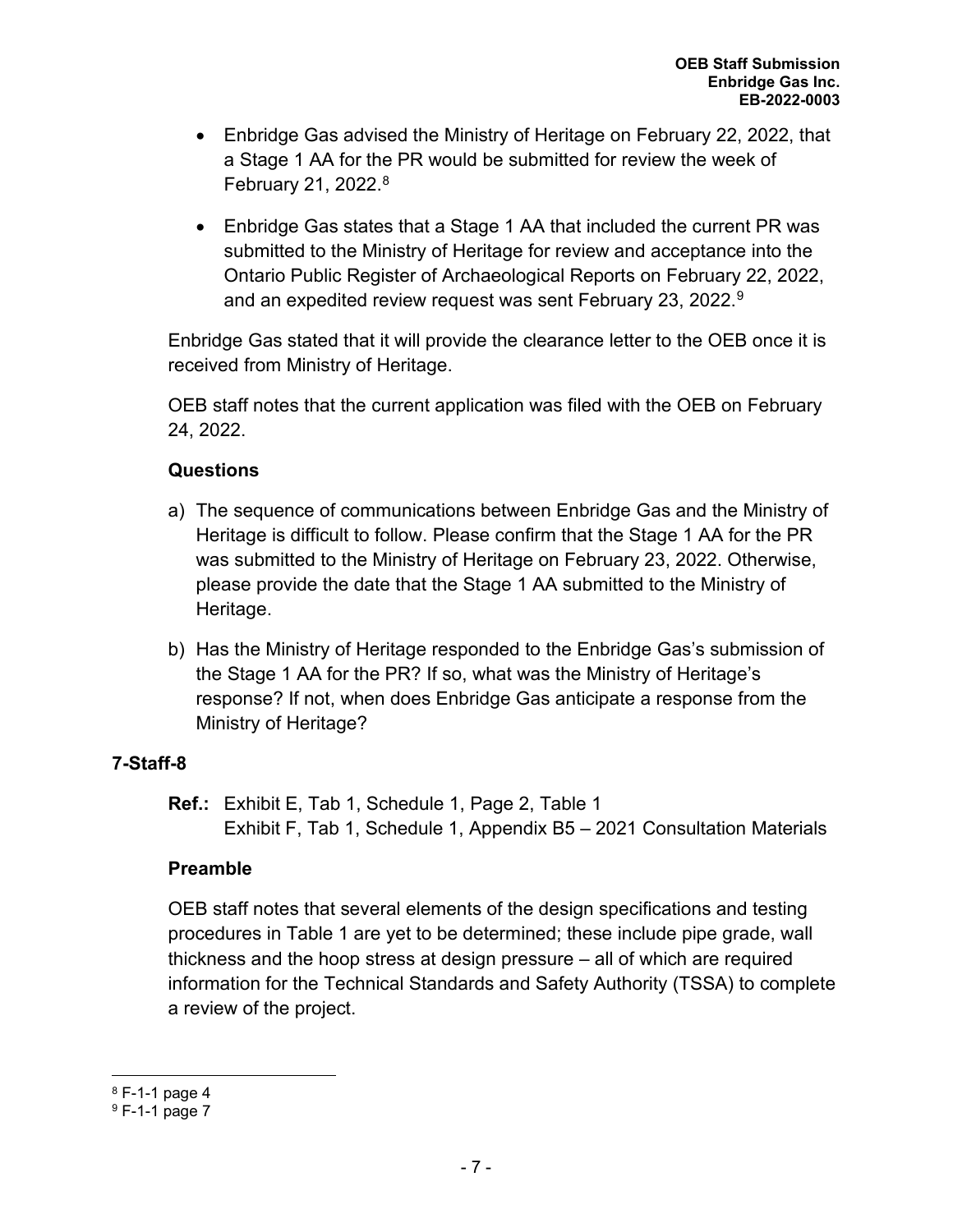- Enbridge Gas advised the Ministry of Heritage on February 22, 2022, that a Stage 1 AA for the PR would be submitted for review the week of February 21, 2022.[8]
- Enbridge Gas states that a Stage 1 AA that included the current PR was submitted to the Ministry of Heritage for review and acceptance into the Ontario Public Register of Archaeological Reports on February 22, 2022, and an expedited review request was sent February 23, 2022.[9]

Enbridge Gas stated that it will provide the clearance letter to the OEB once it is received from Ministry of Heritage.

OEB staff notes that the current application was filed with the OEB on February 24, 2022.

**Questions**

a) The sequence of communications between Enbridge Gas and the Ministry of Heritage is difficult to follow. Please confirm that the Stage 1 AA for the PR was submitted to the Ministry of Heritage on February 23, 2022. Otherwise, please provide the date that the Stage 1 AA submitted to the Ministry of Heritage.

b) Has the Ministry of Heritage responded to the Enbridge Gas's submission of the Stage 1 AA for the PR? If so, what was the Ministry of Heritage's response? If not, when does Enbridge Gas anticipate a response from the Ministry of Heritage?

## 7-Staff-8

**Ref.:** Exhibit E, Tab 1, Schedule 1, Page 2, Table 1
Exhibit F, Tab 1, Schedule 1, Appendix B5 – 2021 Consultation Materials

**Preamble**

OEB staff notes that several elements of the design specifications and testing procedures in Table 1 are yet to be determined; these include pipe grade, wall thickness and the hoop stress at design pressure – all of which are required information for the Technical Standards and Safety Authority (TSSA) to complete a review of the project.

---

[8] F-1-1 page 4

[9] F-1-1 page 7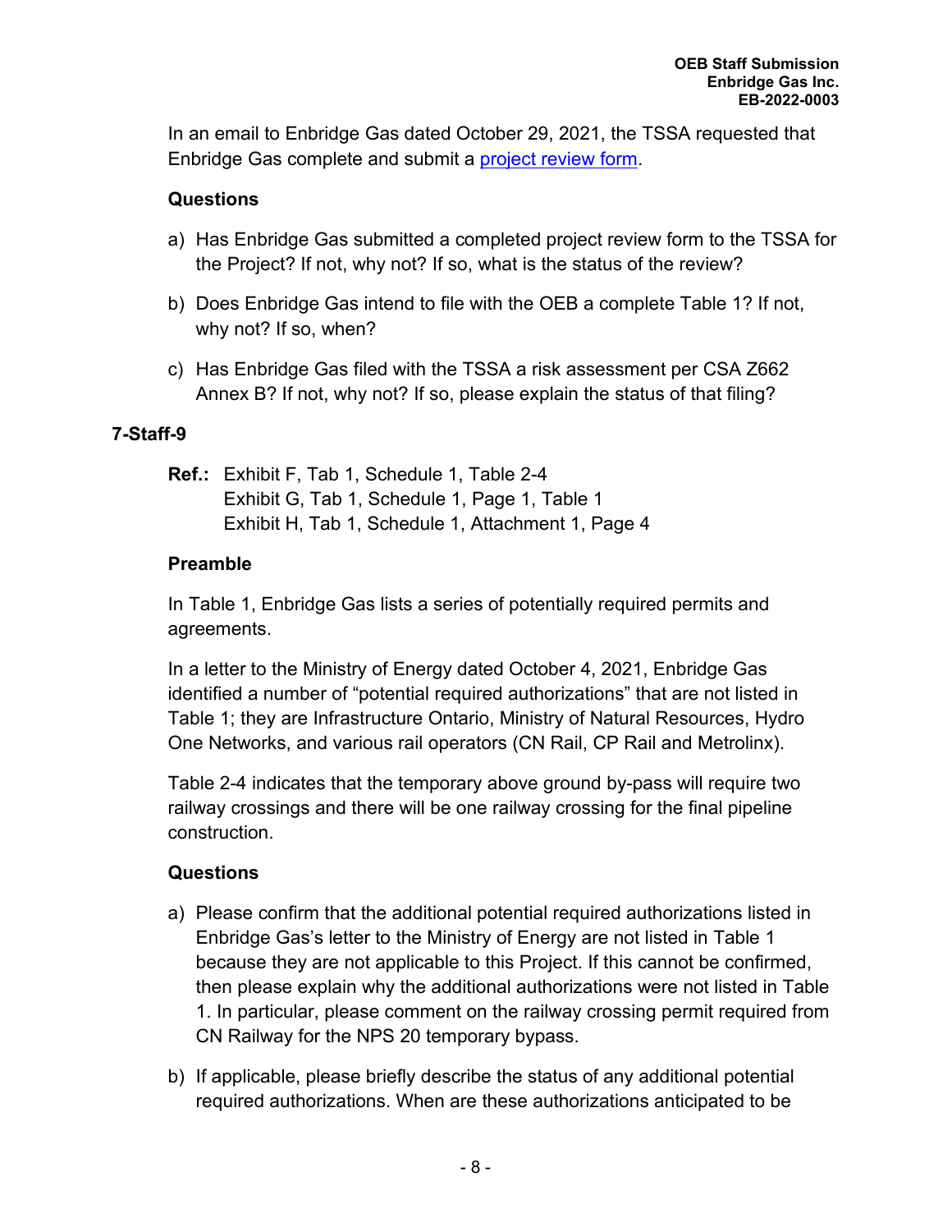In an email to Enbridge Gas dated October 29, 2021, the TSSA requested that Enbridge Gas complete and submit a [project review form](project review form).

**Questions**

a) Has Enbridge Gas submitted a completed project review form to the TSSA for the Project? If not, why not? If so, what is the status of the review?

b) Does Enbridge Gas intend to file with the OEB a complete Table 1? If not, why not? If so, when?

c) Has Enbridge Gas filed with the TSSA a risk assessment per CSA Z662 Annex B? If not, why not? If so, please explain the status of that filing?

**7-Staff-9**

**Ref.:** Exhibit F, Tab 1, Schedule 1, Table 2-4
Exhibit G, Tab 1, Schedule 1, Page 1, Table 1
Exhibit H, Tab 1, Schedule 1, Attachment 1, Page 4

**Preamble**

In Table 1, Enbridge Gas lists a series of potentially required permits and agreements.

In a letter to the Ministry of Energy dated October 4, 2021, Enbridge Gas identified a number of "potential required authorizations" that are not listed in Table 1; they are Infrastructure Ontario, Ministry of Natural Resources, Hydro One Networks, and various rail operators (CN Rail, CP Rail and Metrolinx).

Table 2-4 indicates that the temporary above ground by-pass will require two railway crossings and there will be one railway crossing for the final pipeline construction.

**Questions**

a) Please confirm that the additional potential required authorizations listed in Enbridge Gas's letter to the Ministry of Energy are not listed in Table 1 because they are not applicable to this Project. If this cannot be confirmed, then please explain why the additional authorizations were not listed in Table 1. In particular, please comment on the railway crossing permit required from CN Railway for the NPS 20 temporary bypass.

b) If applicable, please briefly describe the status of any additional potential required authorizations. When are these authorizations anticipated to be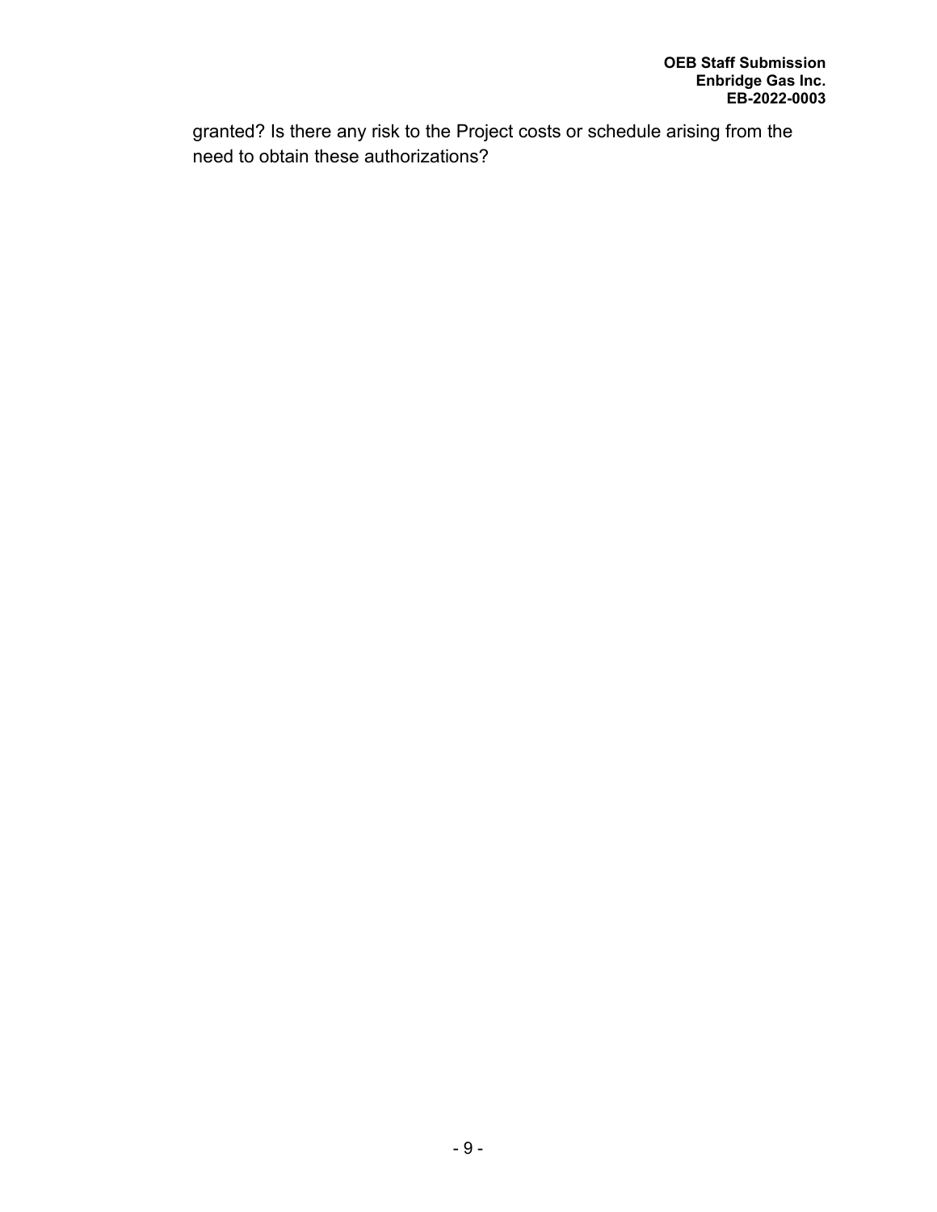granted? Is there any risk to the Project costs or schedule arising from the need to obtain these authorizations?